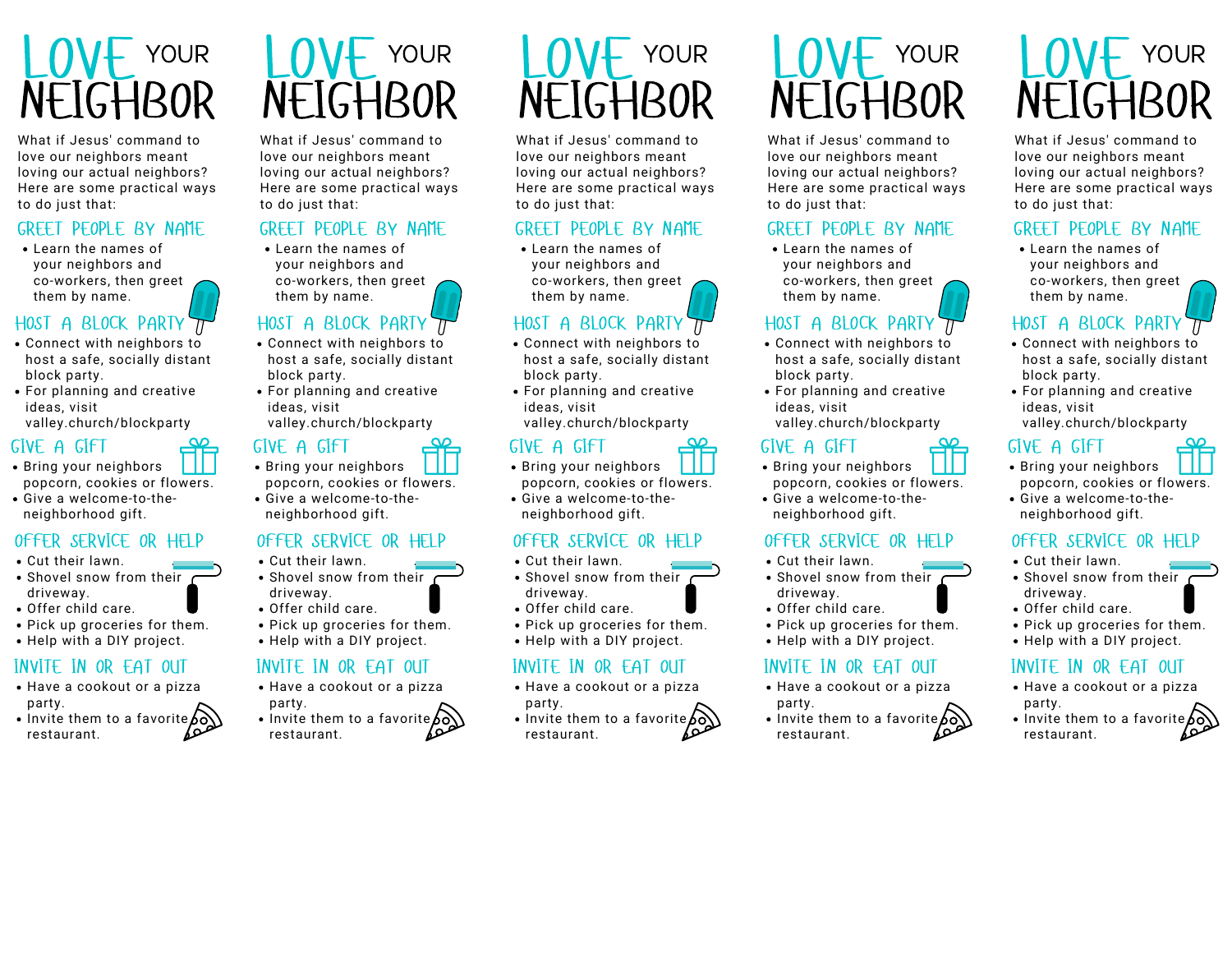# LOVE YOUR NEIGHBOR

What if Jesus' command to love our neighbors meant loving our actual neighbors? Here are some practical ways to do just that:

## GREET PEOPLE BY NAME

- Learn the names of your neighbors and co-workers, then greet them by name.

## HOST A BLOCK PARTY

- Connect with neighbors to host a safe, socially distant block party.
- For planning and creative ideas, visit valley.church/blockparty

## GIVE A GIFT

- Bring your neighbors popcorn, cookies or flowers.
- Give a welcome-to-the-neighborhood gift.

## OFFER SERVICE OR HELP

- Cut their lawn.
- Shovel snow from their driveway.
- Offer child care.
- Pick up groceries for them.
- Help with a DIY project.

## INVITE IN OR EAT OUT

- Have a cookout or a pizza party.
- Invite them to a favorite restaurant.

---

# LOVE YOUR NEIGHBOR

What if Jesus' command to love our neighbors meant loving our actual neighbors? Here are some practical ways to do just that:

## GREET PEOPLE BY NAME

- Learn the names of your neighbors and co-workers, then greet them by name.

## HOST A BLOCK PARTY

- Connect with neighbors to host a safe, socially distant block party.
- For planning and creative ideas, visit valley.church/blockparty

## GIVE A GIFT

- Bring your neighbors popcorn, cookies or flowers.
- Give a welcome-to-the-neighborhood gift.

## OFFER SERVICE OR HELP

- Cut their lawn.
- Shovel snow from their driveway.
- Offer child care.
- Pick up groceries for them.
- Help with a DIY project.

## INVITE IN OR EAT OUT

- Have a cookout or a pizza party.
- Invite them to a favorite restaurant.

---

# LOVE YOUR NEIGHBOR

What if Jesus' command to love our neighbors meant loving our actual neighbors? Here are some practical ways to do just that:

## GREET PEOPLE BY NAME

- Learn the names of your neighbors and co-workers, then greet them by name.

## HOST A BLOCK PARTY

- Connect with neighbors to host a safe, socially distant block party.
- For planning and creative ideas, visit valley.church/blockparty

## GIVE A GIFT

- Bring your neighbors popcorn, cookies or flowers.
- Give a welcome-to-the-neighborhood gift.

## OFFER SERVICE OR HELP

- Cut their lawn.
- Shovel snow from their driveway.
- Offer child care.
- Pick up groceries for them.
- Help with a DIY project.

## INVITE IN OR EAT OUT

- Have a cookout or a pizza party.
- Invite them to a favorite restaurant.

---

# LOVE YOUR NEIGHBOR

What if Jesus' command to love our neighbors meant loving our actual neighbors? Here are some practical ways to do just that:

## GREET PEOPLE BY NAME

- Learn the names of your neighbors and co-workers, then greet them by name.

## HOST A BLOCK PARTY

- Connect with neighbors to host a safe, socially distant block party.
- For planning and creative ideas, visit valley.church/blockparty

## GIVE A GIFT

- Bring your neighbors popcorn, cookies or flowers.
- Give a welcome-to-the-neighborhood gift.

## OFFER SERVICE OR HELP

- Cut their lawn.
- Shovel snow from their driveway.
- Offer child care.
- Pick up groceries for them.
- Help with a DIY project.

## INVITE IN OR EAT OUT

- Have a cookout or a pizza party.
- Invite them to a favorite restaurant.

---

# LOVE YOUR NEIGHBOR

What if Jesus' command to love our neighbors meant loving our actual neighbors? Here are some practical ways to do just that:

## GREET PEOPLE BY NAME

- Learn the names of your neighbors and co-workers, then greet them by name.

## HOST A BLOCK PARTY

- Connect with neighbors to host a safe, socially distant block party.
- For planning and creative ideas, visit valley.church/blockparty

## GIVE A GIFT

- Bring your neighbors popcorn, cookies or flowers.
- Give a welcome-to-the-neighborhood gift.

## OFFER SERVICE OR HELP

- Cut their lawn.
- Shovel snow from their driveway.
- Offer child care.
- Pick up groceries for them.
- Help with a DIY project.

## INVITE IN OR EAT OUT

- Have a cookout or a pizza party.
- Invite them to a favorite restaurant.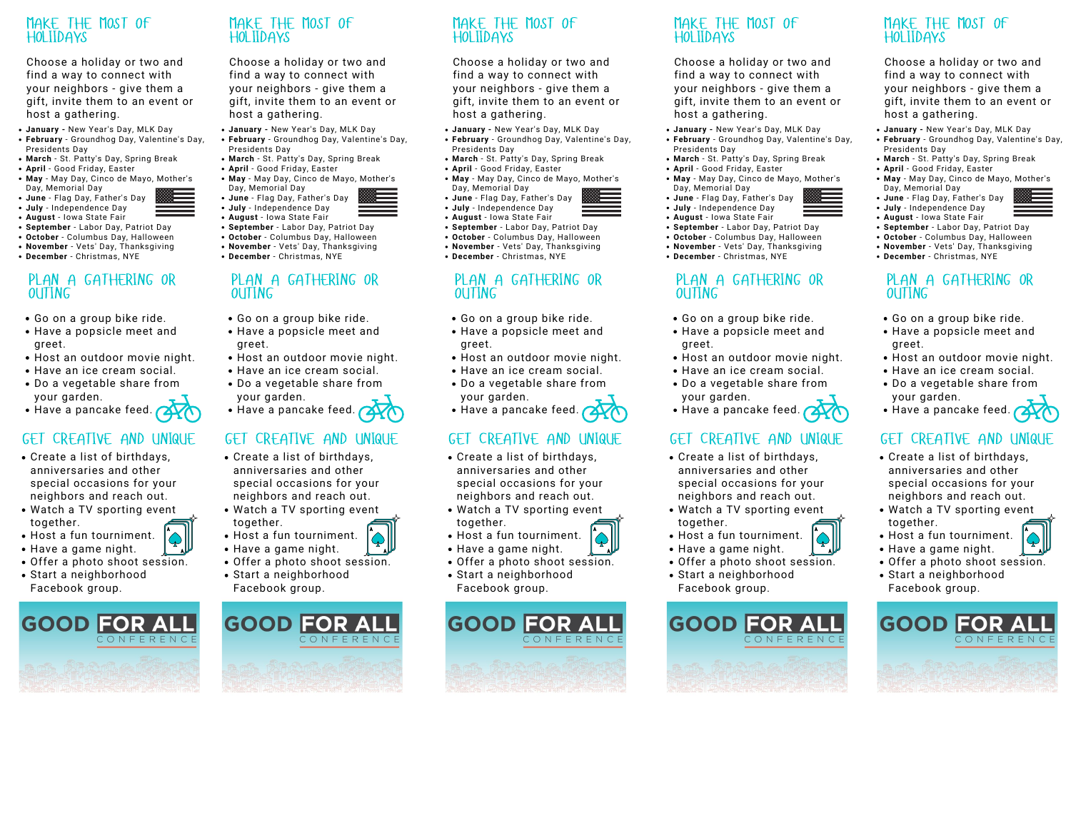## MAKE THE MOST OF HOLIDAYS

Choose a holiday or two and find a way to connect with your neighbors - give them a gift, invite them to an event or host a gathering.

- **January** - New Year's Day, MLK Day
- **February** - Groundhog Day, Valentine's Day, Presidents Day
- **March** - St. Patty's Day, Spring Break
- **April** - Good Friday, Easter
- **May** - May Day, Cinco de Mayo, Mother's Day, Memorial Day
- **June** - Flag Day, Father's Day
- **July** - Independence Day
- **August** - Iowa State Fair
- **September** - Labor Day, Patriot Day
- **October** - Columbus Day, Halloween
- **November** - Vets' Day, Thanksgiving
- **December** - Christmas, NYE

## PLAN A GATHERING OR OUTING

- Go on a group bike ride.
- Have a popsicle meet and greet.
- Host an outdoor movie night.
- Have an ice cream social.
- Do a vegetable share from your garden.
- Have a pancake feed.

## GET CREATIVE AND UNIQUE

- Create a list of birthdays, anniversaries and other special occasions for your neighbors and reach out.
- Watch a TV sporting event together.
- Host a fun tournament.
- Have a game night.
- Offer a photo shoot session.
- Start a neighborhood Facebook group.

GOOD FOR ALL CONFERENCE

## MAKE THE MOST OF HOLIDAYS

Choose a holiday or two and find a way to connect with your neighbors - give them a gift, invite them to an event or host a gathering.

- **January** - New Year's Day, MLK Day
- **February** - Groundhog Day, Valentine's Day, Presidents Day
- **March** - St. Patty's Day, Spring Break
- **April** - Good Friday, Easter
- **May** - May Day, Cinco de Mayo, Mother's Day, Memorial Day
- **June** - Flag Day, Father's Day
- **July** - Independence Day
- **August** - Iowa State Fair
- **September** - Labor Day, Patriot Day
- **October** - Columbus Day, Halloween
- **November** - Vets' Day, Thanksgiving
- **December** - Christmas, NYE

## PLAN A GATHERING OR OUTING

- Go on a group bike ride.
- Have a popsicle meet and greet.
- Host an outdoor movie night.
- Have an ice cream social.
- Do a vegetable share from your garden.
- Have a pancake feed.

## GET CREATIVE AND UNIQUE

- Create a list of birthdays, anniversaries and other special occasions for your neighbors and reach out.
- Watch a TV sporting event together.
- Host a fun tournament.
- Have a game night.
- Offer a photo shoot session.
- Start a neighborhood Facebook group.

GOOD FOR ALL CONFERENCE

## MAKE THE MOST OF HOLIDAYS

Choose a holiday or two and find a way to connect with your neighbors - give them a gift, invite them to an event or host a gathering.

- **January** - New Year's Day, MLK Day
- **February** - Groundhog Day, Valentine's Day, Presidents Day
- **March** - St. Patty's Day, Spring Break
- **April** - Good Friday, Easter
- **May** - May Day, Cinco de Mayo, Mother's Day, Memorial Day
- **June** - Flag Day, Father's Day
- **July** - Independence Day
- **August** - Iowa State Fair
- **September** - Labor Day, Patriot Day
- **October** - Columbus Day, Halloween
- **November** - Vets' Day, Thanksgiving
- **December** - Christmas, NYE

## PLAN A GATHERING OR OUTING

- Go on a group bike ride.
- Have a popsicle meet and greet.
- Host an outdoor movie night.
- Have an ice cream social.
- Do a vegetable share from your garden.
- Have a pancake feed.

## GET CREATIVE AND UNIQUE

- Create a list of birthdays, anniversaries and other special occasions for your neighbors and reach out.
- Watch a TV sporting event together.
- Host a fun tournament.
- Have a game night.
- Offer a photo shoot session.
- Start a neighborhood Facebook group.

GOOD FOR ALL CONFERENCE

## MAKE THE MOST OF HOLIDAYS

Choose a holiday or two and find a way to connect with your neighbors - give them a gift, invite them to an event or host a gathering.

- **January** - New Year's Day, MLK Day
- **February** - Groundhog Day, Valentine's Day, Presidents Day
- **March** - St. Patty's Day, Spring Break
- **April** - Good Friday, Easter
- **May** - May Day, Cinco de Mayo, Mother's Day, Memorial Day
- **June** - Flag Day, Father's Day
- **July** - Independence Day
- **August** - Iowa State Fair
- **September** - Labor Day, Patriot Day
- **October** - Columbus Day, Halloween
- **November** - Vets' Day, Thanksgiving
- **December** - Christmas, NYE

## PLAN A GATHERING OR OUTING

- Go on a group bike ride.
- Have a popsicle meet and greet.
- Host an outdoor movie night.
- Have an ice cream social.
- Do a vegetable share from your garden.
- Have a pancake feed.

## GET CREATIVE AND UNIQUE

- Create a list of birthdays, anniversaries and other special occasions for your neighbors and reach out.
- Watch a TV sporting event together.
- Host a fun tournament.
- Have a game night.
- Offer a photo shoot session.
- Start a neighborhood Facebook group.

GOOD FOR ALL CONFERENCE

## MAKE THE MOST OF HOLIDAYS

Choose a holiday or two and find a way to connect with your neighbors - give them a gift, invite them to an event or host a gathering.

- **January** - New Year's Day, MLK Day
- **February** - Groundhog Day, Valentine's Day, Presidents Day
- **March** - St. Patty's Day, Spring Break
- **April** - Good Friday, Easter
- **May** - May Day, Cinco de Mayo, Mother's Day, Memorial Day
- **June** - Flag Day, Father's Day
- **July** - Independence Day
- **August** - Iowa State Fair
- **September** - Labor Day, Patriot Day
- **October** - Columbus Day, Halloween
- **November** - Vets' Day, Thanksgiving
- **December** - Christmas, NYE

## PLAN A GATHERING OR OUTING

- Go on a group bike ride.
- Have a popsicle meet and greet.
- Host an outdoor movie night.
- Have an ice cream social.
- Do a vegetable share from your garden.
- Have a pancake feed.

## GET CREATIVE AND UNIQUE

- Create a list of birthdays, anniversaries and other special occasions for your neighbors and reach out.
- Watch a TV sporting event together.
- Host a fun tournament.
- Have a game night.
- Offer a photo shoot session.
- Start a neighborhood Facebook group.

GOOD FOR ALL CONFERENCE